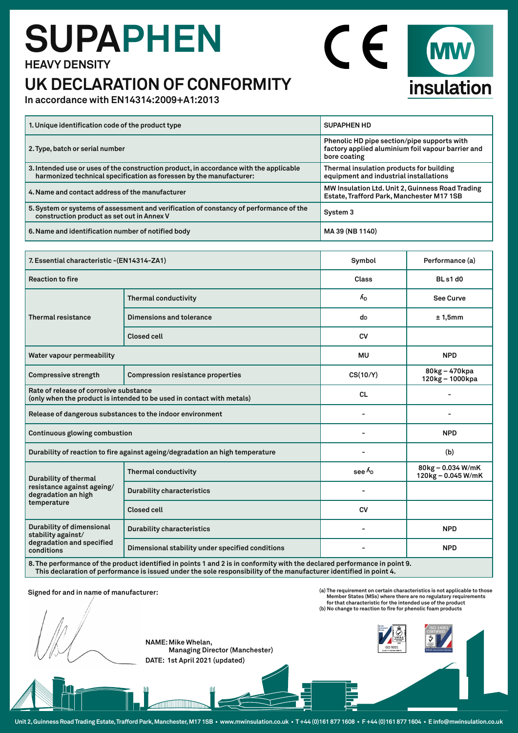# SUPAPHEN

**HEAVY DENSITY**

## UK DECLARATION OF CONFORMITY

**In accordance with EN14314:2009+A1:2013**

| | |
|---|---|
| 1. Unique identification code of the product type | SUPAPHEN HD |
| 2. Type, batch or serial number | Phenolic HD pipe section/pipe supports with factory applied aluminium foil vapour barrier and bore coating |
| 3. Intended use or uses of the construction product, in accordance with the applicable harmonized technical specification as foressen by the manufacturer: | Thermal insulation products for building equipment and industrial installations |
| 4. Name and contact address of the manufacturer | MW Insulation Ltd. Unit 2, Guinness Road Trading Estate, Trafford Park, Manchester M17 1SB |
| 5. System or systems of assessment and verification of constancy of performance of the construction product as set out in Annex V | System 3 |
| 6. Name and identification number of notified body | MA 39 (NB 1140) |

| 7. Essential characteristic -(EN14314-ZA1) | | Symbol | Performance (a) |
|---|---|---|---|
| Reaction to fire | | Class | BL s1 d0 |
| Thermal resistance | Thermal conductivity | $\lambda_D$ | See Curve |
| | Dimensions and tolerance | $d_D$ | ± 1,5mm |
| | Closed cell | CV | |
| Water vapour permeability | | MU | NPD |
| Compressive strength | Compression resistance properties | CS(10/Y) | 80kg – 470kpa<br>120kg – 1000kpa |
| Rate of release of corrosive substance (only when the product is intended to be used in contact with metals) | | CL | - |
| Release of dangerous substances to the indoor environment | | - | - |
| Continuous glowing combustion | | - | NPD |
| Durability of reaction to fire against ageing/degradation an high temperature | | - | (b) |
| Durability of thermal resistance against ageing/ degradation an high temperature | Thermal conductivity | see $\lambda_D$ | 80kg – 0.034 W/mK<br>120kg – 0.045 W/mK |
| | Durability characteristics | - | |
| | Closed cell | CV | |
| Durability of dimensional stability against/ degradation and specified conditions | Durability characteristics | - | NPD |
| | Dimensional stability under specified conditions | - | NPD |

8. The performance of the product identified in points 1 and 2 is in conformity with the declared performance in point 9. This declaration of performance is issued under the sole responsibility of the manufacturer identified in point 4.

Signed for and in name of manufacturer:

NAME: Mike Whelan,
Managing Director (Manchester)

DATE: 1st April 2021 (updated)

(a) The requirement on certain characteristics is not applicable to those Member States (MSs) where there are no regulatory requirements for that characteristic for the intended use of the product
(b) No change to reaction to fire for phenolic foam products

Unit 2, Guinness Road Trading Estate, Trafford Park, Manchester, M17 1SB • www.mwinsulation.co.uk • T +44 (0)161 877 1608 • F +44 (0)161 877 1604 • E info@mwinsulation.co.uk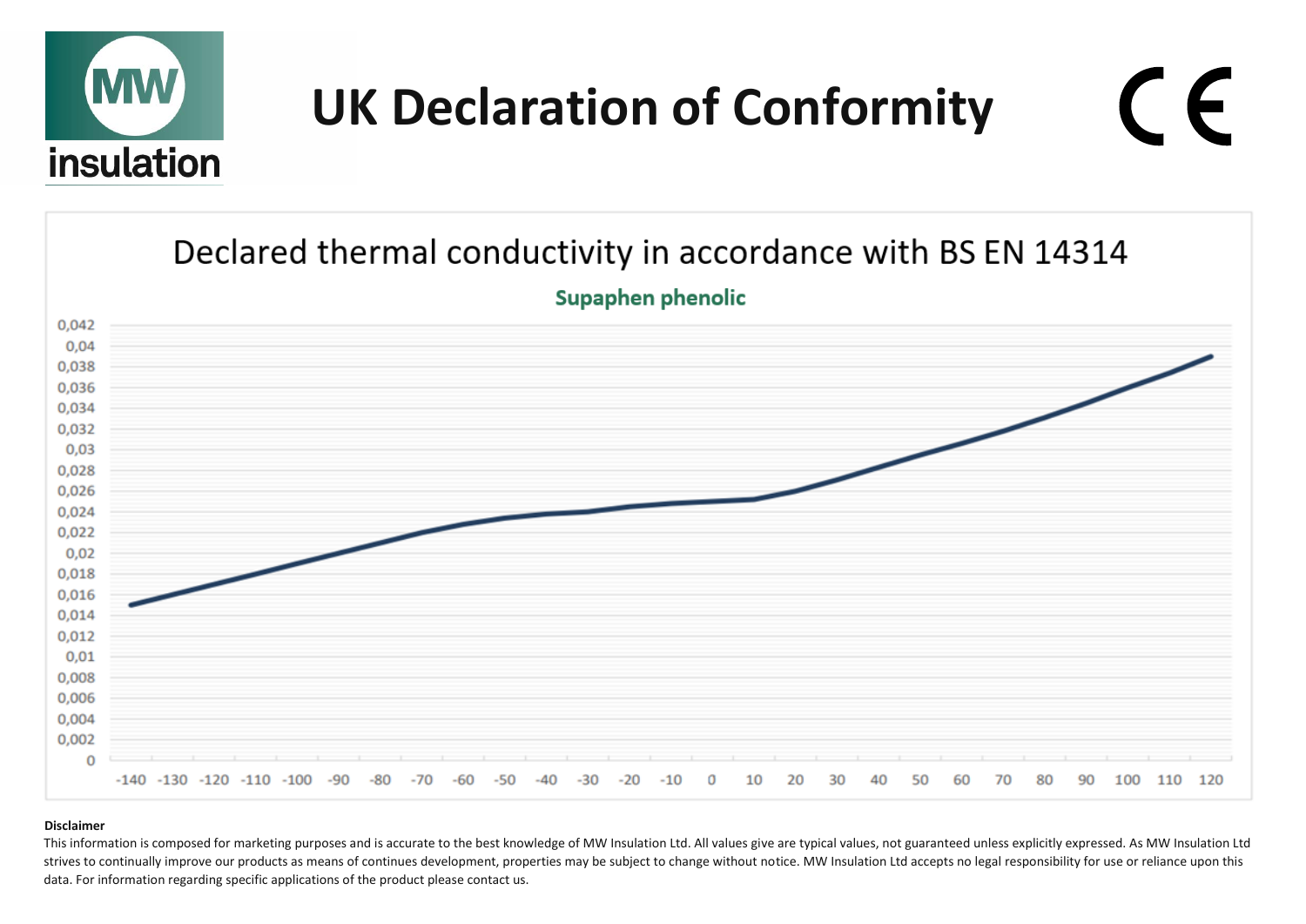# UK Declaration of Conformity

## Declared thermal conductivity in accordance with BS EN 14314

**Supaphen phenolic**

0,042
0,04
0,038
0,036
0,034
0,032
0,03
0,028
0,026
0,024
0,022
0,02
0,018
0,016
0,014
0,012
0,01
0,008
0,006
0,004
0,002
0

-140 -130 -120 -110 -100 -90 -80 -70 -60 -50 -40 -30 -20 -10 0 10 20 30 40 50 60 70 80 90 100 110 120

**Disclaimer**

This information is composed for marketing purposes and is accurate to the best knowledge of MW Insulation Ltd. All values give are typical values, not guaranteed unless explicitly expressed. As MW Insulation Ltd strives to continually improve our products as means of continues development, properties may be subject to change without notice. MW Insulation Ltd accepts no legal responsibility for use or reliance upon this data. For information regarding specific applications of the product please contact us.